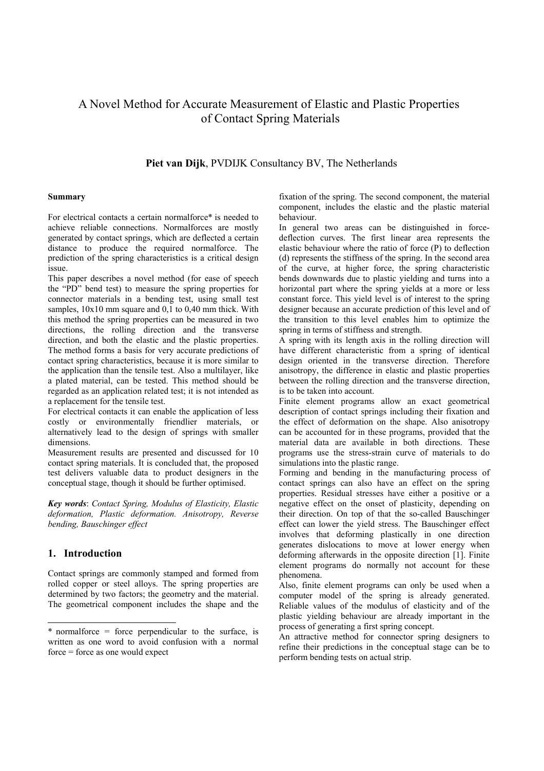# A Novel Method for Accurate Measurement of Elastic and Plastic Properties of Contact Spring Materials

**Piet van Dijk**, PVDIJK Consultancy BV, The Netherlands

## Summary

For electrical contacts a certain normalforce* is needed to achieve reliable connections. Normalforces are mostly generated by contact springs, which are deflected a certain distance to produce the required normalforce. The prediction of the spring characteristics is a critical design issue.

This paper describes a novel method (for ease of speech the "PD" bend test) to measure the spring properties for connector materials in a bending test, using small test samples, 10x10 mm square and 0,1 to 0,40 mm thick. With this method the spring properties can be measured in two directions, the rolling direction and the transverse direction, and both the elastic and the plastic properties. The method forms a basis for very accurate predictions of contact spring characteristics, because it is more similar to the application than the tensile test. Also a multilayer, like a plated material, can be tested. This method should be regarded as an application related test; it is not intended as a replacement for the tensile test.

For electrical contacts it can enable the application of less costly or environmentally friendlier materials, or alternatively lead to the design of springs with smaller dimensions.

Measurement results are presented and discussed for 10 contact spring materials. It is concluded that, the proposed test delivers valuable data to product designers in the conceptual stage, though it should be further optimised.

***Key words***: *Contact Spring, Modulus of Elasticity, Elastic deformation, Plastic deformation. Anisotropy, Reverse bending, Bauschinger effect*

## 1. Introduction

Contact springs are commonly stamped and formed from rolled copper or steel alloys. The spring properties are determined by two factors; the geometry and the material. The geometrical component includes the shape and the fixation of the spring. The second component, the material component, includes the elastic and the plastic material behaviour.

In general two areas can be distinguished in force-deflection curves. The first linear area represents the elastic behaviour where the ratio of force (P) to deflection (d) represents the stiffness of the spring. In the second area of the curve, at higher force, the spring characteristic bends downwards due to plastic yielding and turns into a horizontal part where the spring yields at a more or less constant force. This yield level is of interest to the spring designer because an accurate prediction of this level and of the transition to this level enables him to optimize the spring in terms of stiffness and strength.

A spring with its length axis in the rolling direction will have different characteristic from a spring of identical design oriented in the transverse direction. Therefore anisotropy, the difference in elastic and plastic properties between the rolling direction and the transverse direction, is to be taken into account.

Finite element programs allow an exact geometrical description of contact springs including their fixation and the effect of deformation on the shape. Also anisotropy can be accounted for in these programs, provided that the material data are available in both directions. These programs use the stress-strain curve of materials to do simulations into the plastic range.

Forming and bending in the manufacturing process of contact springs can also have an effect on the spring properties. Residual stresses have either a positive or a negative effect on the onset of plasticity, depending on their direction. On top of that the so-called Bauschinger effect can lower the yield stress. The Bauschinger effect involves that deforming plastically in one direction generates dislocations to move at lower energy when deforming afterwards in the opposite direction [1]. Finite element programs do normally not account for these phenomena.

Also, finite element programs can only be used when a computer model of the spring is already generated. Reliable values of the modulus of elasticity and of the plastic yielding behaviour are already important in the process of generating a first spring concept.

An attractive method for connector spring designers to refine their predictions in the conceptual stage can be to perform bending tests on actual strip.

\* normalforce = force perpendicular to the surface, is written as one word to avoid confusion with a normal force = force as one would expect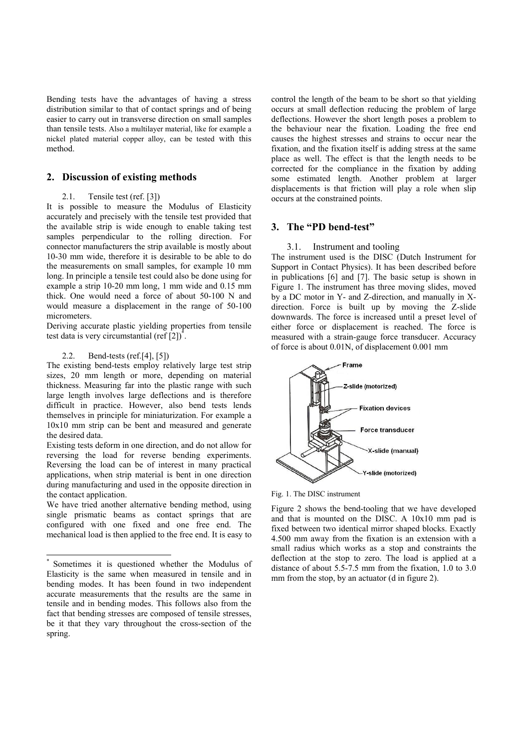Bending tests have the advantages of having a stress distribution similar to that of contact springs and of being easier to carry out in transverse direction on small samples than tensile tests. Also a multilayer material, like for example a nickel plated material copper alloy, can be tested with this method.

## 2. Discussion of existing methods

### 2.1. Tensile test (ref. [3])

It is possible to measure the Modulus of Elasticity accurately and precisely with the tensile test provided that the available strip is wide enough to enable taking test samples perpendicular to the rolling direction. For connector manufacturers the strip available is mostly about 10-30 mm wide, therefore it is desirable to be able to do the measurements on small samples, for example 10 mm long. In principle a tensile test could also be done using for example a strip 10-20 mm long, 1 mm wide and 0.15 mm thick. One would need a force of about 50-100 N and would measure a displacement in the range of 50-100 micrometers.

Deriving accurate plastic yielding properties from tensile test data is very circumstantial (ref [2])*.

### 2.2. Bend-tests (ref.[4], [5])

The existing bend-tests employ relatively large test strip sizes, 20 mm length or more, depending on material thickness. Measuring far into the plastic range with such large length involves large deflections and is therefore difficult in practice. However, also bend tests lends themselves in principle for miniaturization. For example a 10x10 mm strip can be bent and measured and generate the desired data.

Existing tests deform in one direction, and do not allow for reversing the load for reverse bending experiments. Reversing the load can be of interest in many practical applications, when strip material is bent in one direction during manufacturing and used in the opposite direction in the contact application.

We have tried another alternative bending method, using single prismatic beams as contact springs that are configured with one fixed and one free end. The mechanical load is then applied to the free end. It is easy to control the length of the beam to be short so that yielding occurs at small deflection reducing the problem of large deflections. However the short length poses a problem to the behaviour near the fixation. Loading the free end causes the highest stresses and strains to occur near the fixation, and the fixation itself is adding stress at the same place as well. The effect is that the length needs to be corrected for the compliance in the fixation by adding some estimated length. Another problem at larger displacements is that friction will play a role when slip occurs at the constrained points.

* Sometimes it is questioned whether the Modulus of Elasticity is the same when measured in tensile and in bending modes. It has been found in two independent accurate measurements that the results are the same in tensile and in bending modes. This follows also from the fact that bending stresses are composed of tensile stresses, be it that they vary throughout the cross-section of the spring.

## 3. The "PD bend-test"

### 3.1. Instrument and tooling

The instrument used is the DISC (Dutch Instrument for Support in Contact Physics). It has been described before in publications [6] and [7]. The basic setup is shown in Figure 1. The instrument has three moving slides, moved by a DC motor in Y- and Z-direction, and manually in X-direction. Force is built up by moving the Z-slide downwards. The force is increased until a preset level of either force or displacement is reached. The force is measured with a strain-gauge force transducer. Accuracy of force is about 0.01N, of displacement 0.001 mm

Frame
Z-slide (motorized)
Fixation devices
Force transducer
X-slide (manual)
Y-slide (motorized)

Fig. 1. The DISC instrument

Figure 2 shows the bend-tooling that we have developed and that is mounted on the DISC. A 10x10 mm pad is fixed between two identical mirror shaped blocks. Exactly 4.500 mm away from the fixation is an extension with a small radius which works as a stop and constraints the deflection at the stop to zero. The load is applied at a distance of about 5.5-7.5 mm from the fixation, 1.0 to 3.0 mm from the stop, by an actuator (d in figure 2).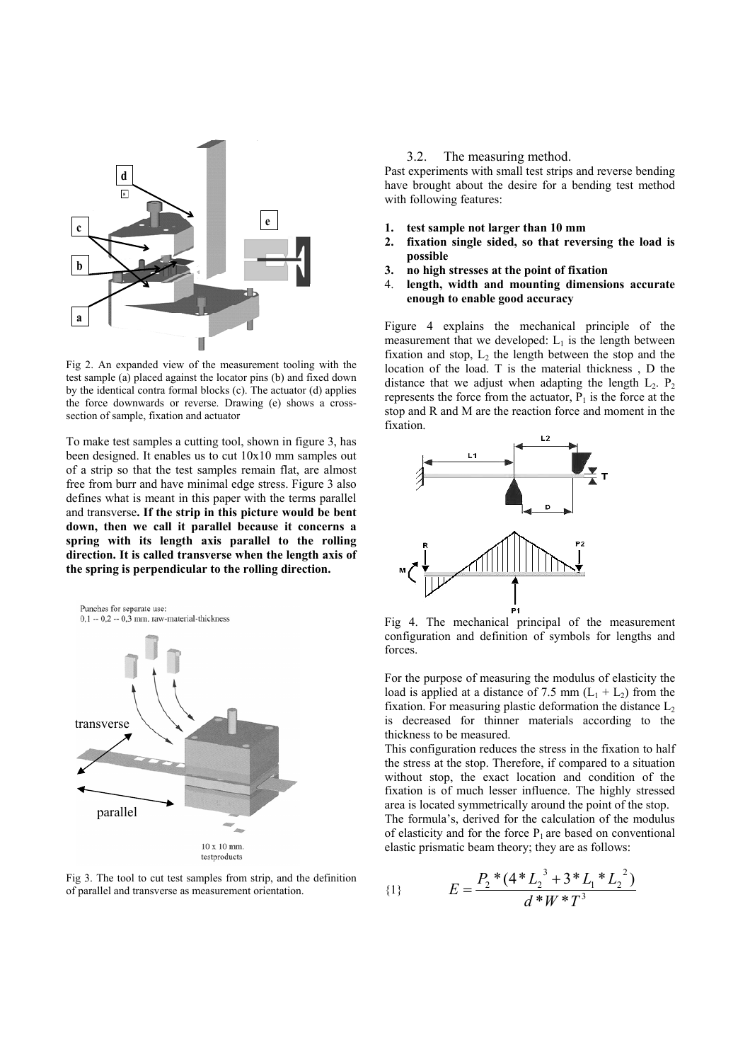d

c

b

a

e

Fig 2. An expanded view of the measurement tooling with the test sample (a) placed against the locator pins (b) and fixed down by the identical contra formal blocks (c). The actuator (d) applies the force downwards or reverse. Drawing (e) shows a cross-section of sample, fixation and actuator

To make test samples a cutting tool, shown in figure 3, has been designed. It enables us to cut 10x10 mm samples out of a strip so that the test samples remain flat, are almost free from burr and have minimal edge stress. Figure 3 also defines what is meant in this paper with the terms parallel and transverse. **If the strip in this picture would be bent down, then we call it parallel because it concerns a spring with its length axis parallel to the rolling direction. It is called transverse when the length axis of the spring is perpendicular to the rolling direction.**

Punches for separate use:
0,1 -- 0,2 -- 0,3 mm. raw-material-thickness

transverse

parallel

10 x 10 mm.
testproducts

Fig 3. The tool to cut test samples from strip, and the definition of parallel and transverse as measurement orientation.

### 3.2. The measuring method.

Past experiments with small test strips and reverse bending have brought about the desire for a bending test method with following features:

1. **test sample not larger than 10 mm**
2. **fixation single sided, so that reversing the load is possible**
3. **no high stresses at the point of fixation**
4. **length, width and mounting dimensions accurate enough to enable good accuracy**

Figure 4 explains the mechanical principle of the measurement that we developed: $L_1$ is the length between fixation and stop, $L_2$ the length between the stop and the location of the load. T is the material thickness , D the distance that we adjust when adapting the length $L_2$. $P_2$ represents the force from the actuator, $P_1$ is the force at the stop and R and M are the reaction force and moment in the fixation.

L2

L1

T

D

R

P2

M

P1

Fig 4. The mechanical principal of the measurement configuration and definition of symbols for lengths and forces.

For the purpose of measuring the modulus of elasticity the load is applied at a distance of 7.5 mm ($L_1 + L_2$) from the fixation. For measuring plastic deformation the distance $L_2$ is decreased for thinner materials according to the thickness to be measured.

This configuration reduces the stress in the fixation to half the stress at the stop. Therefore, if compared to a situation without stop, the exact location and condition of the fixation is of much lesser influence. The highly stressed area is located symmetrically around the point of the stop.

The formula's, derived for the calculation of the modulus of elasticity and for the force $P_1$ are based on conventional elastic prismatic beam theory; they are as follows:

$$\{1\} \qquad E = \frac{P_2 * (4 * L_2^{\;3} + 3 * L_1 * L_2^{\;2})}{d * W * T^3}$$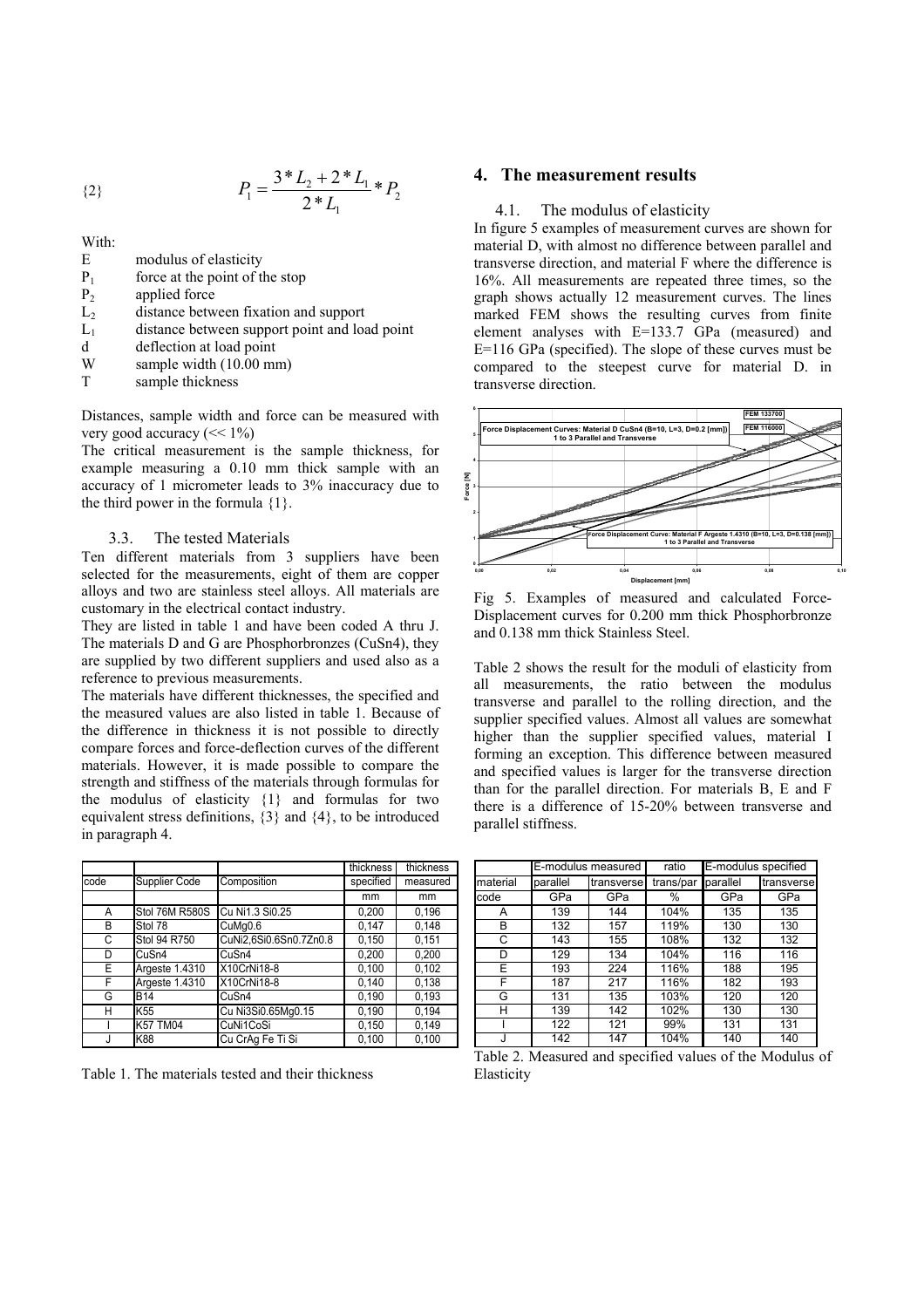$$P_1 = \frac{3 * L_2 + 2 * L_1}{2 * L_1} * P_2 \quad \{2\}$$

With:

- E modulus of elasticity
- $P_1$ force at the point of the stop
- $P_2$ applied force
- $L_2$ distance between fixation and support
- $L_1$ distance between support point and load point
- d deflection at load point
- W sample width (10.00 mm)
- T sample thickness

Distances, sample width and force can be measured with very good accuracy (<< 1%)

The critical measurement is the sample thickness, for example measuring a 0.10 mm thick sample with an accuracy of 1 micrometer leads to 3% inaccuracy due to the third power in the formula {1}.

### 3.3. The tested Materials

Ten different materials from 3 suppliers have been selected for the measurements, eight of them are copper alloys and two are stainless steel alloys. All materials are customary in the electrical contact industry.

They are listed in table 1 and have been coded A thru J. The materials D and G are Phosphorbronzes (CuSn4), they are supplied by two different suppliers and used also as a reference to previous measurements.

The materials have different thicknesses, the specified and the measured values are also listed in table 1. Because of the difference in thickness it is not possible to directly compare forces and force-deflection curves of the different materials. However, it is made possible to compare the strength and stiffness of the materials through formulas for the modulus of elasticity {1} and formulas for two equivalent stress definitions, {3} and {4}, to be introduced in paragraph 4.

| | | | thickness | thickness |
|---|---|---|---|---|
| code | Supplier Code | Composition | specified | measured |
| | | | mm | mm |
| A | Stol 76M R580S | Cu Ni1.3 Si0.25 | 0,200 | 0,196 |
| B | Stol 78 | CuMg0.6 | 0,147 | 0,148 |
| C | Stol 94 R750 | CuNi2,6Si0.6Sn0.7Zn0.8 | 0,150 | 0,151 |
| D | CuSn4 | CuSn4 | 0,200 | 0,200 |
| E | Argeste 1.4310 | X10CrNi18-8 | 0,100 | 0,102 |
| F | Argeste 1.4310 | X10CrNi18-8 | 0,140 | 0,138 |
| G | B14 | CuSn4 | 0,190 | 0,193 |
| H | K55 | Cu Ni3Si0.65Mg0.15 | 0,190 | 0,194 |
| I | K57 TM04 | CuNi1CoSi | 0,150 | 0,149 |
| J | K88 | Cu CrAg Fe Ti Si | 0,100 | 0,100 |

Table 1. The materials tested and their thickness

## 4. The measurement results

### 4.1. The modulus of elasticity

In figure 5 examples of measurement curves are shown for material D, with almost no difference between parallel and transverse direction, and material F where the difference is 16%. All measurements are repeated three times, so the graph shows actually 12 measurement curves. The lines marked FEM shows the resulting curves from finite element analyses with E=133.7 GPa (measured) and E=116 GPa (specified). The slope of these curves must be compared to the steepest curve for material D. in transverse direction.

Fig 5. Examples of measured and calculated Force-Displacement curves for 0.200 mm thick Phosphorbronze and 0.138 mm thick Stainless Steel.

Table 2 shows the result for the moduli of elasticity from all measurements, the ratio between the modulus transverse and parallel to the rolling direction, and the supplier specified values. Almost all values are somewhat higher than the supplier specified values, material I forming an exception. This difference between measured and specified values is larger for the transverse direction than for the parallel direction. For materials B, E and F there is a difference of 15-20% between transverse and parallel stiffness.

| | E-modulus measured | | ratio | E-modulus specified | |
|---|---|---|---|---|---|
| material | parallel | transverse | trans/par | parallel | transverse |
| code | GPa | GPa | % | GPa | GPa |
| A | 139 | 144 | 104% | 135 | 135 |
| B | 132 | 157 | 119% | 130 | 130 |
| C | 143 | 155 | 108% | 132 | 132 |
| D | 129 | 134 | 104% | 116 | 116 |
| E | 193 | 224 | 116% | 188 | 195 |
| F | 187 | 217 | 116% | 182 | 193 |
| G | 131 | 135 | 103% | 120 | 120 |
| H | 139 | 142 | 102% | 130 | 130 |
| I | 122 | 121 | 99% | 131 | 131 |
| J | 142 | 147 | 104% | 140 | 140 |

Table 2. Measured and specified values of the Modulus of Elasticity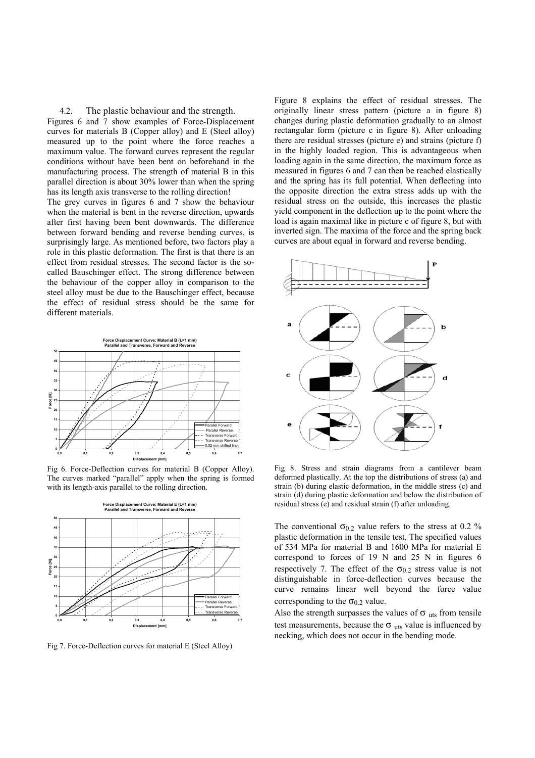## 4.2. The plastic behaviour and the strength.

Figures 6 and 7 show examples of Force-Displacement curves for materials B (Copper alloy) and E (Steel alloy) measured up to the point where the force reaches a maximum value. The forward curves represent the regular conditions without have been bent on beforehand in the manufacturing process. The strength of material B in this parallel direction is about 30% lower than when the spring has its length axis transverse to the rolling direction!

The grey curves in figures 6 and 7 show the behaviour when the material is bent in the reverse direction, upwards after first having been bent downwards. The difference between forward bending and reverse bending curves, is surprisingly large. As mentioned before, two factors play a role in this plastic deformation. The first is that there is an effect from residual stresses. The second factor is the so-called Bauschinger effect. The strong difference between the behaviour of the copper alloy in comparison to the steel alloy must be due to the Bauschinger effect, because the effect of residual stress should be the same for different materials.

Force Displacement Curve: Material B (L=1 mm)
Parallel and Transverse, Forward and Reverse

Force [N]
0, 5, 10, 15, 20, 25, 30, 35, 40, 45, 50

Displacement [mm]
0,0, 0,1, 0,2, 0,3, 0,4, 0,5, 0,6, 0,7

Parallel Forward
Parallel Reverse
Transverse Forward
Transverse Reverse
0.02 mm shifted line

Fig 6. Force-Deflection curves for material B (Copper Alloy). The curves marked "parallel" apply when the spring is formed with its length-axis parallel to the rolling direction.

Force Displacement Curve: Material E (L=1 mm)
Parallel and Transverse, Forward and Reverse

Force [N]
0, 5, 10, 15, 20, 25, 30, 35, 40, 45, 50

Displacement [mm]
0,0, 0,1, 0,2, 0,3, 0,4, 0,5, 0,6, 0,7

Parallel Forward
Parallel Reverse
Transverse Forward
Transverse Reverse

Fig 7. Force-Deflection curves for material E (Steel Alloy)

Figure 8 explains the effect of residual stresses. The originally linear stress pattern (picture a in figure 8) changes during plastic deformation gradually to an almost rectangular form (picture c in figure 8). After unloading there are residual stresses (picture e) and strains (picture f) in the highly loaded region. This is advantageous when loading again in the same direction, the maximum force as measured in figures 6 and 7 can then be reached elastically and the spring has its full potential. When deflecting into the opposite direction the extra stress adds up with the residual stress on the outside, this increases the plastic yield component in the deflection up to the point where the load is again maximal like in picture c of figure 8, but with inverted sign. The maxima of the force and the spring back curves are about equal in forward and reverse bending.

P

a b c d e f

Fig 8. Stress and strain diagrams from a cantilever beam deformed plastically. At the top the distributions of stress (a) and strain (b) during elastic deformation, in the middle stress (c) and strain (d) during plastic deformation and below the distribution of residual stress (e) and residual strain (f) after unloading.

The conventional $\sigma_{0.2}$ value refers to the stress at 0.2 % plastic deformation in the tensile test. The specified values of 534 MPa for material B and 1600 MPa for material E correspond to forces of 19 N and 25 N in figures 6 respectively 7. The effect of the $\sigma_{0.2}$ stress value is not distinguishable in force-deflection curves because the curve remains linear well beyond the force value corresponding to the $\sigma_{0.2}$ value.

Also the strength surpasses the values of $\sigma_{uts}$ from tensile test measurements, because the $\sigma_{uts}$ value is influenced by necking, which does not occur in the bending mode.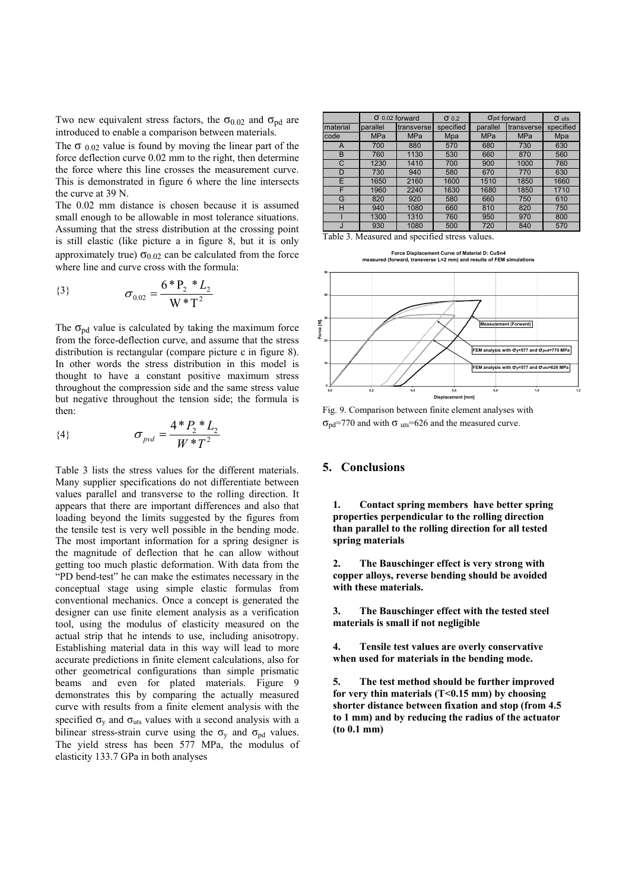Two new equivalent stress factors, the $\sigma_{0.02}$ and $\sigma_{pd}$ are introduced to enable a comparison between materials.

The $\sigma_{0.02}$ value is found by moving the linear part of the force deflection curve 0.02 mm to the right, then determine the force where this line crosses the measurement curve. This is demonstrated in figure 6 where the line intersects the curve at 39 N.

The 0.02 mm distance is chosen because it is assumed small enough to be allowable in most tolerance situations. Assuming that the stress distribution at the crossing point is still elastic (like picture a in figure 8, but it is only approximately true) $\sigma_{0.02}$ can be calculated from the force where line and curve cross with the formula:

$$\{3\} \qquad \sigma_{0.02} = \frac{6 * P_2 * L_2}{W * T^2}$$

The $\sigma_{pd}$ value is calculated by taking the maximum force from the force-deflection curve, and assume that the stress distribution is rectangular (compare picture c in figure 8). In other words the stress distribution in this model is thought to have a constant positive maximum stress throughout the compression side and the same stress value but negative throughout the tension side; the formula is then:

$$\{4\} \qquad \sigma_{pvd} = \frac{4 * P_2 * L_2}{W * T^2}$$

Table 3 lists the stress values for the different materials. Many supplier specifications do not differentiate between values parallel and transverse to the rolling direction. It appears that there are important differences and also that loading beyond the limits suggested by the figures from the tensile test is very well possible in the bending mode. The most important information for a spring designer is the magnitude of deflection that he can allow without getting too much plastic deformation. With data from the "PD bend-test" he can make the estimates necessary in the conceptual stage using simple elastic formulas from conventional mechanics. Once a concept is generated the designer can use finite element analysis as a verification tool, using the modulus of elasticity measured on the actual strip that he intends to use, including anisotropy. Establishing material data in this way will lead to more accurate predictions in finite element calculations, also for other geometrical configurations than simple prismatic beams and even for plated materials. Figure 9 demonstrates this by comparing the actually measured curve with results from a finite element analysis with the specified $\sigma_y$ and $\sigma_{uts}$ values with a second analysis with a bilinear stress-strain curve using the $\sigma_y$ and $\sigma_{pd}$ values. The yield stress has been 577 MPa, the modulus of elasticity 133.7 GPa in both analyses

| | $\sigma_{0.02}$ forward | | $\sigma_{0.2}$ | $\sigma_{pd}$ forward | | $\sigma_{uts}$ |
|---|---|---|---|---|---|---|
| material | parallel | transverse | specified | parallel | transverse | specified |
| code | MPa | MPa | Mpa | MPa | MPa | Mpa |
| A | 700 | 880 | 570 | 680 | 730 | 630 |
| B | 760 | 1130 | 530 | 660 | 870 | 560 |
| C | 1230 | 1410 | 700 | 900 | 1000 | 760 |
| D | 730 | 940 | 580 | 670 | 770 | 630 |
| E | 1650 | 2160 | 1600 | 1510 | 1850 | 1660 |
| F | 1960 | 2240 | 1630 | 1680 | 1850 | 1710 |
| G | 820 | 920 | 580 | 660 | 750 | 610 |
| H | 940 | 1080 | 660 | 810 | 820 | 750 |
| I | 1300 | 1310 | 760 | 950 | 970 | 800 |
| J | 930 | 1080 | 500 | 720 | 840 | 570 |

Table 3. Measured and specified stress values.

Force Displacement Curve of Material D: CuSn4
measured (forward, transverse L=2 mm) and results of FEM simulations

Force [N]
Displacement [mm]
Measurement (Forward)
FEM analysis with $\sigma_y$=577 and $\sigma_{pvd}$=770 MPa
FEM analysis with $\sigma_y$=577 and $\sigma_{uts}$=626 MPa

Fig. 9. Comparison between finite element analyses with $\sigma_{pd}$=770 and with $\sigma_{uts}$=626 and the measured curve.

## 5. Conclusions

**1. Contact spring members have better spring properties perpendicular to the rolling direction than parallel to the rolling direction for all tested spring materials**

**2. The Bauschinger effect is very strong with copper alloys, reverse bending should be avoided with these materials.**

**3. The Bauschinger effect with the tested steel materials is small if not negligible**

**4. Tensile test values are overly conservative when used for materials in the bending mode.**

**5. The test method should be further improved for very thin materials (T<0.15 mm) by choosing shorter distance between fixation and stop (from 4.5 to 1 mm) and by reducing the radius of the actuator (to 0.1 mm)**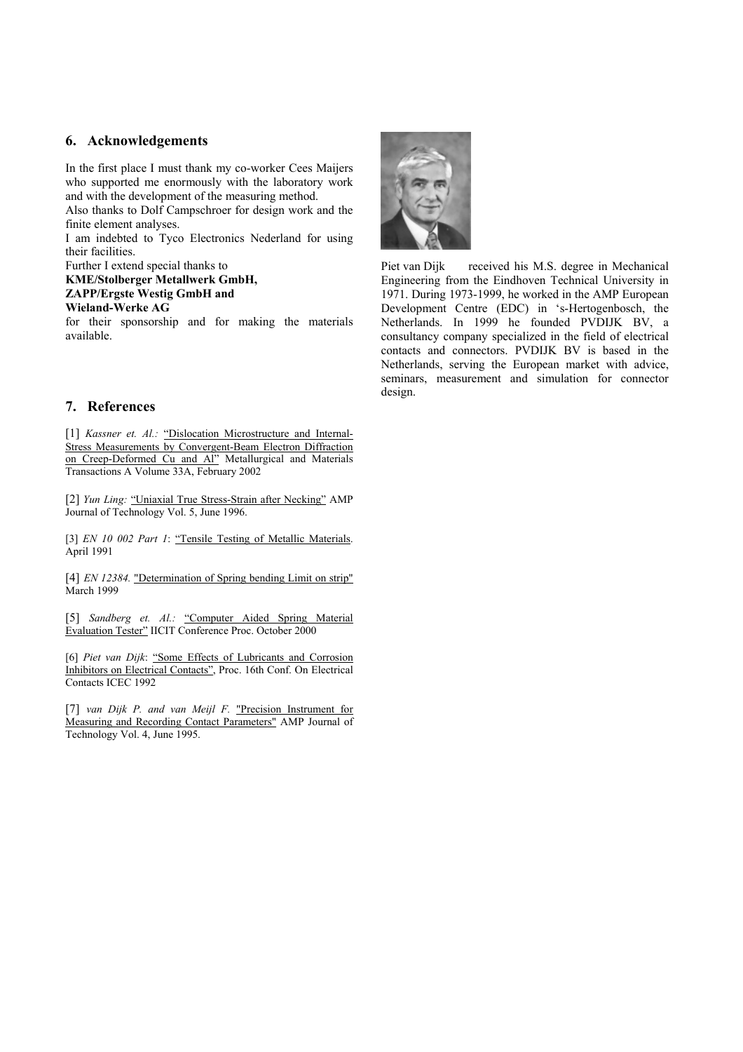## 6. Acknowledgements

In the first place I must thank my co-worker Cees Maijers who supported me enormously with the laboratory work and with the development of the measuring method.

Also thanks to Dolf Campschroer for design work and the finite element analyses.

I am indebted to Tyco Electronics Nederland for using their facilities.

Further I extend special thanks to

**KME/Stolberger Metallwerk GmbH,**
**ZAPP/Ergste Westig GmbH and**
**Wieland-Werke AG**

for their sponsorship and for making the materials available.

## 7. References

[1] *Kassner et. Al.:* "Dislocation Microstructure and Internal-Stress Measurements by Convergent-Beam Electron Diffraction on Creep-Deformed Cu and Al" Metallurgical and Materials Transactions A Volume 33A, February 2002

[2] *Yun Ling:* "Uniaxial True Stress-Strain after Necking" AMP Journal of Technology Vol. 5, June 1996.

[3] *EN 10 002 Part 1*: "Tensile Testing of Metallic Materials. April 1991

[4] *EN 12384.* "Determination of Spring bending Limit on strip" March 1999

[5] *Sandberg et. Al.:* "Computer Aided Spring Material Evaluation Tester" IICIT Conference Proc. October 2000

[6] *Piet van Dijk*: "Some Effects of Lubricants and Corrosion Inhibitors on Electrical Contacts", Proc. 16th Conf. On Electrical Contacts ICEC 1992

[7] *van Dijk P. and van Meijl F.* "Precision Instrument for Measuring and Recording Contact Parameters" AMP Journal of Technology Vol. 4, June 1995.

Piet van Dijk received his M.S. degree in Mechanical Engineering from the Eindhoven Technical University in 1971. During 1973-1999, he worked in the AMP European Development Centre (EDC) in 's-Hertogenbosch, the Netherlands. In 1999 he founded PVDIJK BV, a consultancy company specialized in the field of electrical contacts and connectors. PVDIJK BV is based in the Netherlands, serving the European market with advice, seminars, measurement and simulation for connector design.